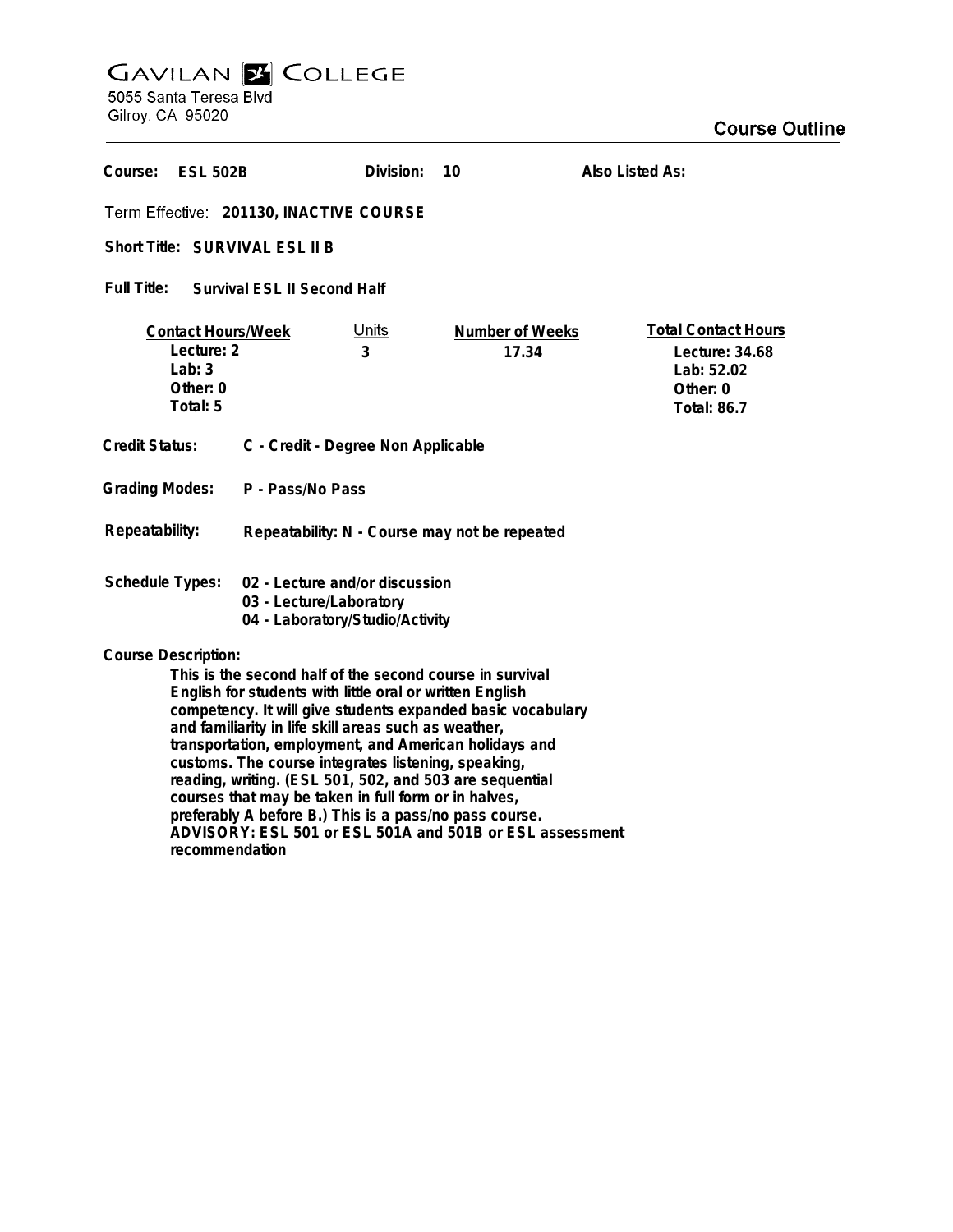# GAVILAN COLLEGE

5055 Santa Teresa Blvd
Gilroy, CA 95020

## Course Outline

**Course:** ESL 502B **Division:** 10 **Also Listed As:**

**Term Effective:** 201130, INACTIVE COURSE

**Short Title:** SURVIVAL ESL II B

**Full Title:** Survival ESL II Second Half

| Contact Hours/Week | Units | Number of Weeks | Total Contact Hours |
|---|---|---|---|
| Lecture: 2 | 3 | 17.34 | Lecture: 34.68 |
| Lab: 3 | | | Lab: 52.02 |
| Other: 0 | | | Other: 0 |
| Total: 5 | | | Total: 86.7 |

**Credit Status:** C - Credit - Degree Non Applicable

**Grading Modes:** P - Pass/No Pass

**Repeatability:** Repeatability: N - Course may not be repeated

**Schedule Types:**
- 02 - Lecture and/or discussion
- 03 - Lecture/Laboratory
- 04 - Laboratory/Studio/Activity

**Course Description:**

This is the second half of the second course in survival English for students with little oral or written English competency. It will give students expanded basic vocabulary and familiarity in life skill areas such as weather, transportation, employment, and American holidays and customs. The course integrates listening, speaking, reading, writing. (ESL 501, 502, and 503 are sequential courses that may be taken in full form or in halves, preferably A before B.) This is a pass/no pass course. ADVISORY: ESL 501 or ESL 501A and 501B or ESL assessment recommendation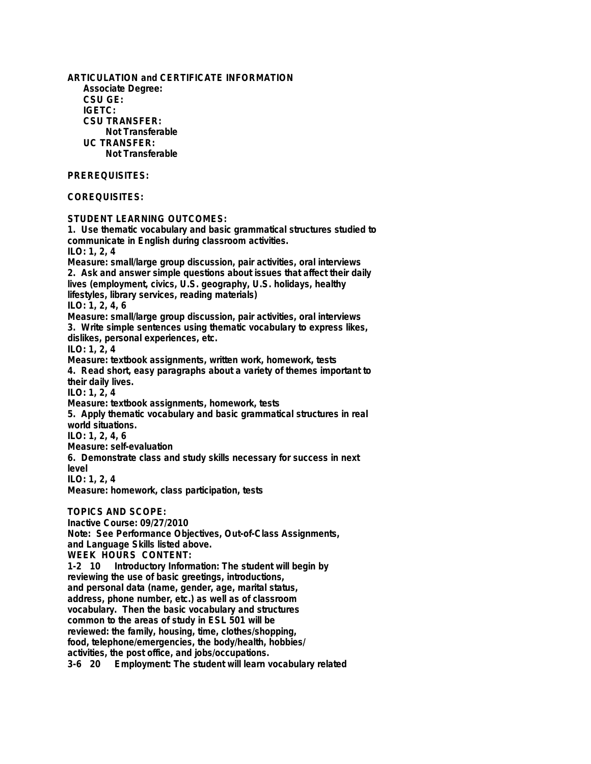**ARTICULATION and CERTIFICATE INFORMATION**

**Associate Degree:**
**CSU GE:**
**IGETC:**
**CSU TRANSFER:**
Not Transferable
**UC TRANSFER:**
Not Transferable

**PREREQUISITES:**

**COREQUISITES:**

**STUDENT LEARNING OUTCOMES:**

1. Use thematic vocabulary and basic grammatical structures studied to communicate in English during classroom activities.
ILO: 1, 2, 4
Measure: small/large group discussion, pair activities, oral interviews
2. Ask and answer simple questions about issues that affect their daily lives (employment, civics, U.S. geography, U.S. holidays, healthy lifestyles, library services, reading materials)
ILO: 1, 2, 4, 6
Measure: small/large group discussion, pair activities, oral interviews
3. Write simple sentences using thematic vocabulary to express likes, dislikes, personal experiences, etc.
ILO: 1, 2, 4
Measure: textbook assignments, written work, homework, tests
4. Read short, easy paragraphs about a variety of themes important to their daily lives.
ILO: 1, 2, 4
Measure: textbook assignments, homework, tests
5. Apply thematic vocabulary and basic grammatical structures in real world situations.
ILO: 1, 2, 4, 6
Measure: self-evaluation
6. Demonstrate class and study skills necessary for success in next level
ILO: 1, 2, 4
Measure: homework, class participation, tests

**TOPICS AND SCOPE:**

Inactive Course: 09/27/2010
Note: See Performance Objectives, Out-of-Class Assignments, and Language Skills listed above.

**WEEK HOURS CONTENT:**

1-2 10 Introductory Information: The student will begin by reviewing the use of basic greetings, introductions, and personal data (name, gender, age, marital status, address, phone number, etc.) as well as of classroom vocabulary. Then the basic vocabulary and structures common to the areas of study in ESL 501 will be reviewed: the family, housing, time, clothes/shopping, food, telephone/emergencies, the body/health, hobbies/activities, the post office, and jobs/occupations.

3-6 20 Employment: The student will learn vocabulary related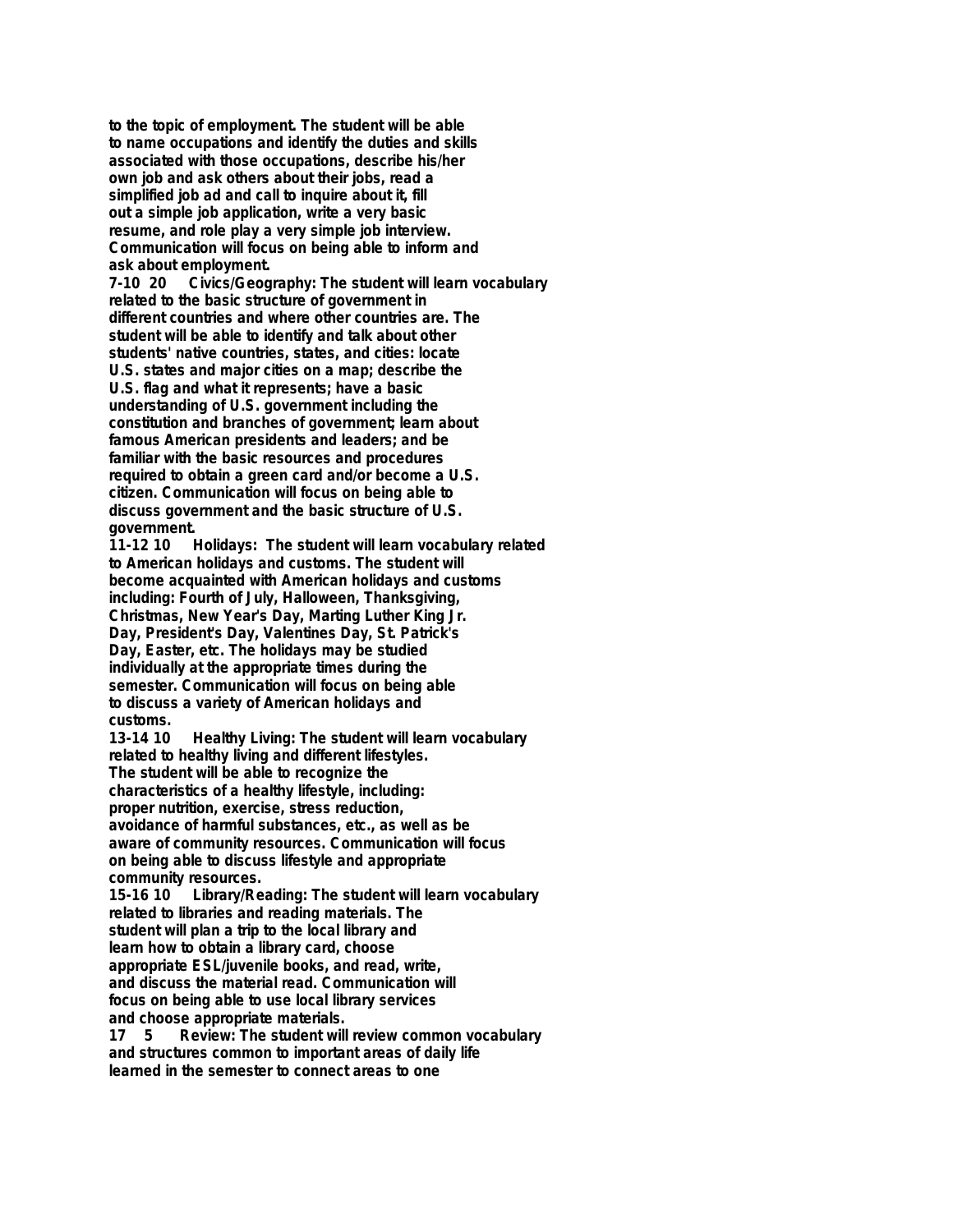to the topic of employment. The student will be able to name occupations and identify the duties and skills associated with those occupations, describe his/her own job and ask others about their jobs, read a simplified job ad and call to inquire about it, fill out a simple job application, write a very basic resume, and role play a very simple job interview. Communication will focus on being able to inform and ask about employment.

7-10 20 Civics/Geography: The student will learn vocabulary related to the basic structure of government in different countries and where other countries are. The student will be able to identify and talk about other students' native countries, states, and cities: locate U.S. states and major cities on a map; describe the U.S. flag and what it represents; have a basic understanding of U.S. government including the constitution and branches of government; learn about famous American presidents and leaders; and be familiar with the basic resources and procedures required to obtain a green card and/or become a U.S. citizen. Communication will focus on being able to discuss government and the basic structure of U.S. government.

11-12 10 Holidays: The student will learn vocabulary related to American holidays and customs. The student will become acquainted with American holidays and customs including: Fourth of July, Halloween, Thanksgiving, Christmas, New Year's Day, Marting Luther King Jr. Day, President's Day, Valentines Day, St. Patrick's Day, Easter, etc. The holidays may be studied individually at the appropriate times during the semester. Communication will focus on being able to discuss a variety of American holidays and customs.

13-14 10 Healthy Living: The student will learn vocabulary related to healthy living and different lifestyles. The student will be able to recognize the characteristics of a healthy lifestyle, including: proper nutrition, exercise, stress reduction, avoidance of harmful substances, etc., as well as be aware of community resources. Communication will focus on being able to discuss lifestyle and appropriate community resources.

15-16 10 Library/Reading: The student will learn vocabulary related to libraries and reading materials. The student will plan a trip to the local library and learn how to obtain a library card, choose appropriate ESL/juvenile books, and read, write, and discuss the material read. Communication will focus on being able to use local library services and choose appropriate materials.

17 5 Review: The student will review common vocabulary and structures common to important areas of daily life learned in the semester to connect areas to one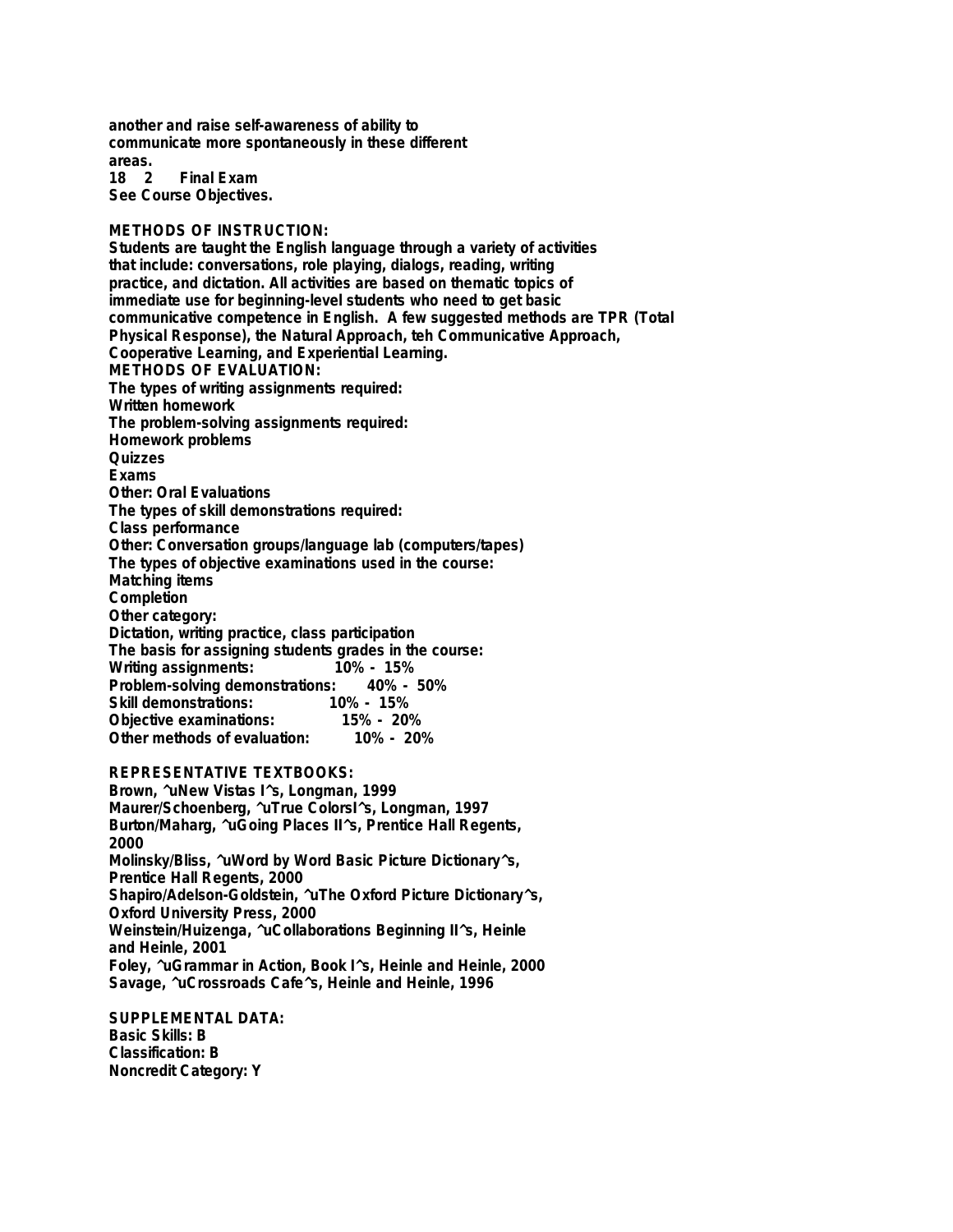another and raise self-awareness of ability to communicate more spontaneously in these different areas.

18 2 Final Exam

See Course Objectives.

**METHODS OF INSTRUCTION:**

Students are taught the English language through a variety of activities that include: conversations, role playing, dialogs, reading, writing practice, and dictation. All activities are based on thematic topics of immediate use for beginning-level students who need to get basic communicative competence in English. A few suggested methods are TPR (Total Physical Response), the Natural Approach, teh Communicative Approach, Cooperative Learning, and Experiential Learning.

**METHODS OF EVALUATION:**

The types of writing assignments required:
Written homework
The problem-solving assignments required:
Homework problems
Quizzes
Exams
Other: Oral Evaluations
The types of skill demonstrations required:
Class performance
Other: Conversation groups/language lab (computers/tapes)
The types of objective examinations used in the course:
Matching items
Completion
Other category:
Dictation, writing practice, class participation
The basis for assigning students grades in the course:
Writing assignments: 10% - 15%
Problem-solving demonstrations: 40% - 50%
Skill demonstrations: 10% - 15%
Objective examinations: 15% - 20%
Other methods of evaluation: 10% - 20%

**REPRESENTATIVE TEXTBOOKS:**

Brown, ^uNew Vistas I^s, Longman, 1999
Maurer/Schoenberg, ^uTrue ColorsI^s, Longman, 1997
Burton/Maharg, ^uGoing Places II^s, Prentice Hall Regents, 2000
Molinsky/Bliss, ^uWord by Word Basic Picture Dictionary^s, Prentice Hall Regents, 2000
Shapiro/Adelson-Goldstein, ^uThe Oxford Picture Dictionary^s, Oxford University Press, 2000
Weinstein/Huizenga, ^uCollaborations Beginning II^s, Heinle and Heinle, 2001
Foley, ^uGrammar in Action, Book I^s, Heinle and Heinle, 2000
Savage, ^uCrossroads Cafe^s, Heinle and Heinle, 1996

**SUPPLEMENTAL DATA:**

Basic Skills: B
Classification: B
Noncredit Category: Y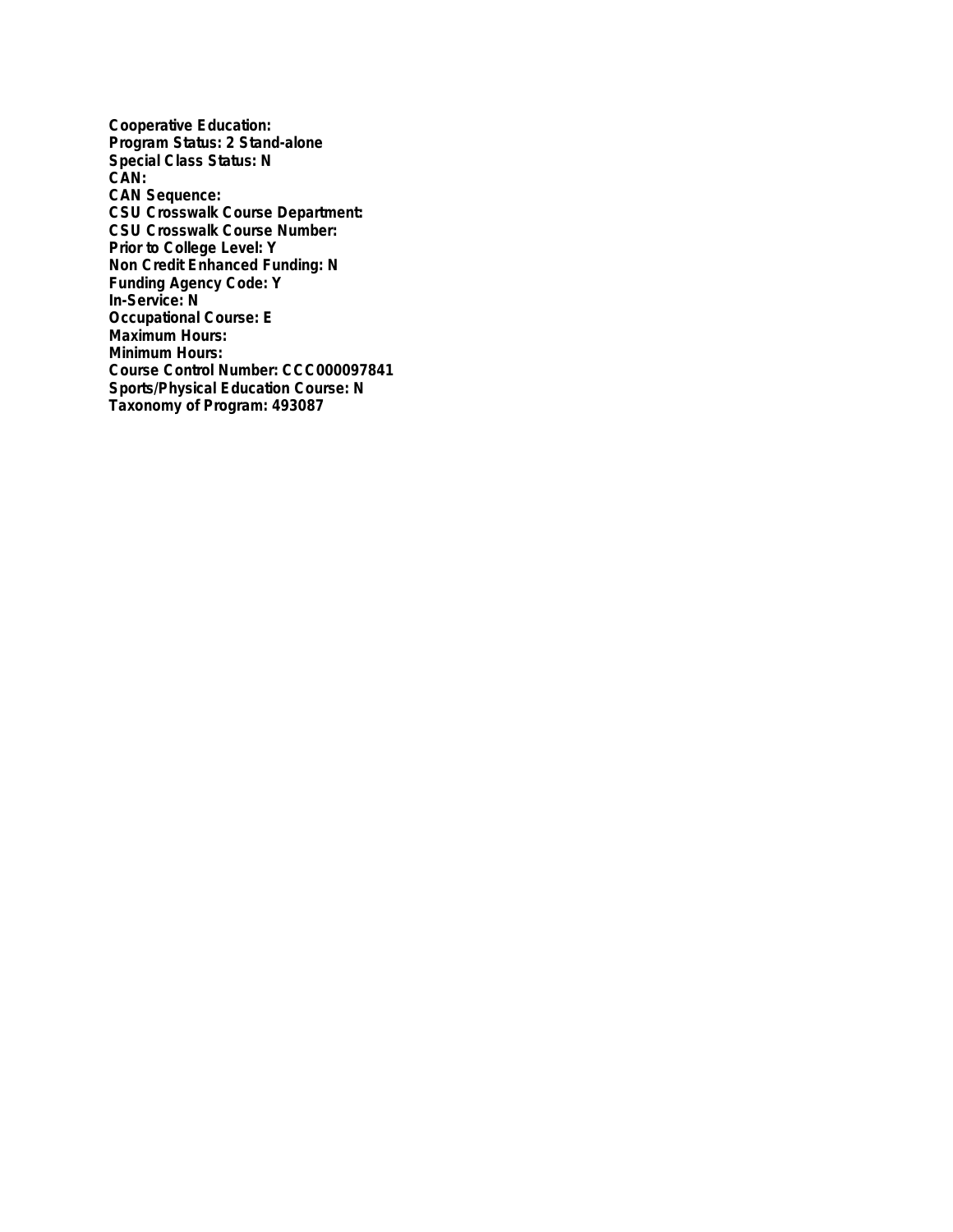**Cooperative Education:**
**Program Status: 2 Stand-alone**
**Special Class Status: N**
**CAN:**
**CAN Sequence:**
**CSU Crosswalk Course Department:**
**CSU Crosswalk Course Number:**
**Prior to College Level: Y**
**Non Credit Enhanced Funding: N**
**Funding Agency Code: Y**
**In-Service: N**
**Occupational Course: E**
**Maximum Hours:**
**Minimum Hours:**
**Course Control Number: CCC000097841**
**Sports/Physical Education Course: N**
**Taxonomy of Program: 493087**